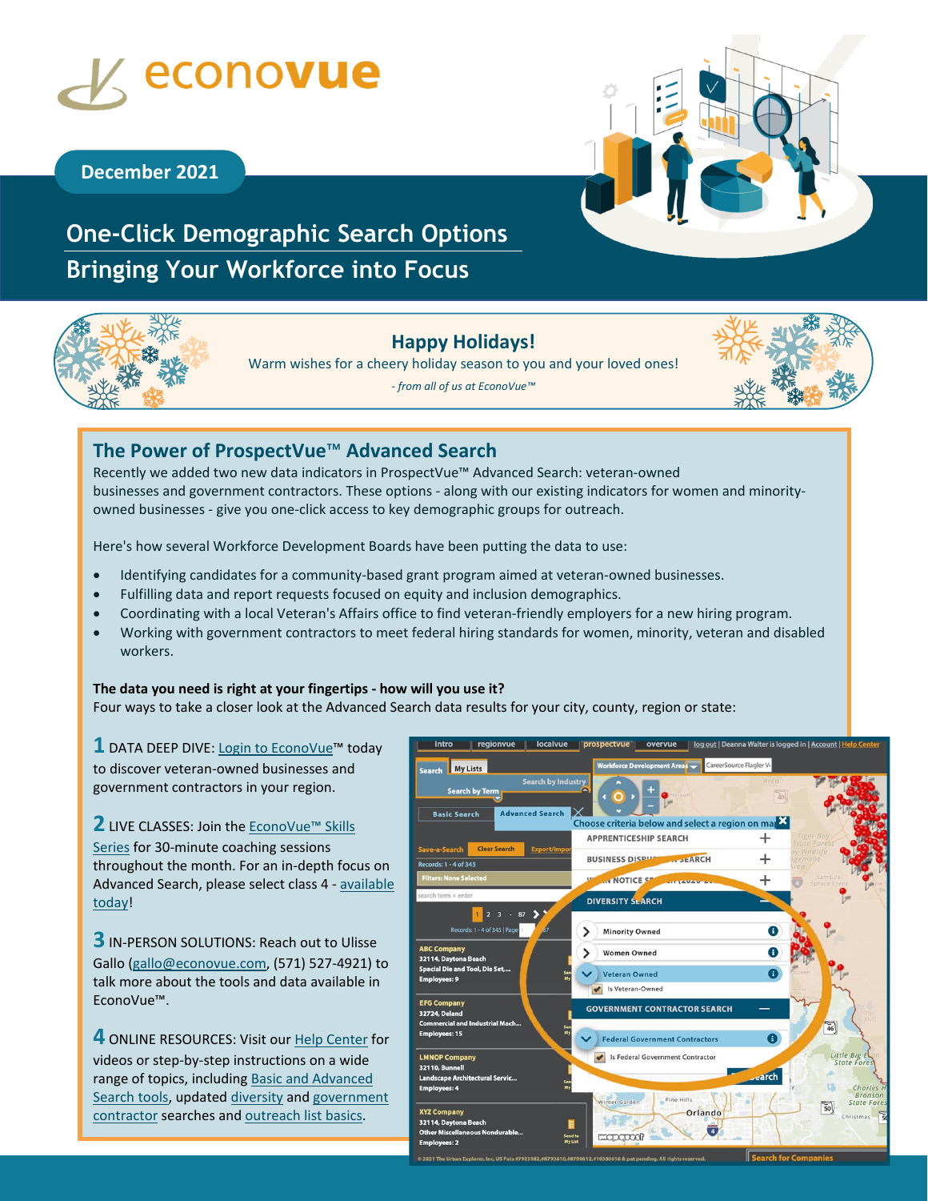# econovue

December 2021

## One-Click Demographic Search Options
## Bringing Your Workforce into Focus

### Happy Holidays!

Warm wishes for a cheery holiday season to you and your loved ones!

*- from all of us at EconoVue™*

## The Power of ProspectVue™ Advanced Search

Recently we added two new data indicators in ProspectVue™ Advanced Search: veteran-owned businesses and government contractors. These options - along with our existing indicators for women and minority-owned businesses - give you one-click access to key demographic groups for outreach.

Here's how several Workforce Development Boards have been putting the data to use:

- Identifying candidates for a community-based grant program aimed at veteran-owned businesses.
- Fulfilling data and report requests focused on equity and inclusion demographics.
- Coordinating with a local Veteran's Affairs office to find veteran-friendly employers for a new hiring program.
- Working with government contractors to meet federal hiring standards for women, minority, veteran and disabled workers.

**The data you need is right at your fingertips - how will you use it?**
Four ways to take a closer look at the Advanced Search data results for your city, county, region or state:

**1** DATA DEEP DIVE: Login to EconoVue™ today to discover veteran-owned businesses and government contractors in your region.

**2** LIVE CLASSES: Join the EconoVue™ Skills Series for 30-minute coaching sessions throughout the month. For an in-depth focus on Advanced Search, please select class 4 - available today!

**3** IN-PERSON SOLUTIONS: Reach out to Ulisse Gallo (gallo@econovue.com, (571) 527-4921) to talk more about the tools and data available in EconoVue™.

**4** ONLINE RESOURCES: Visit our Help Center for videos or step-by-step instructions on a wide range of topics, including Basic and Advanced Search tools, updated diversity and government contractor searches and outreach list basics.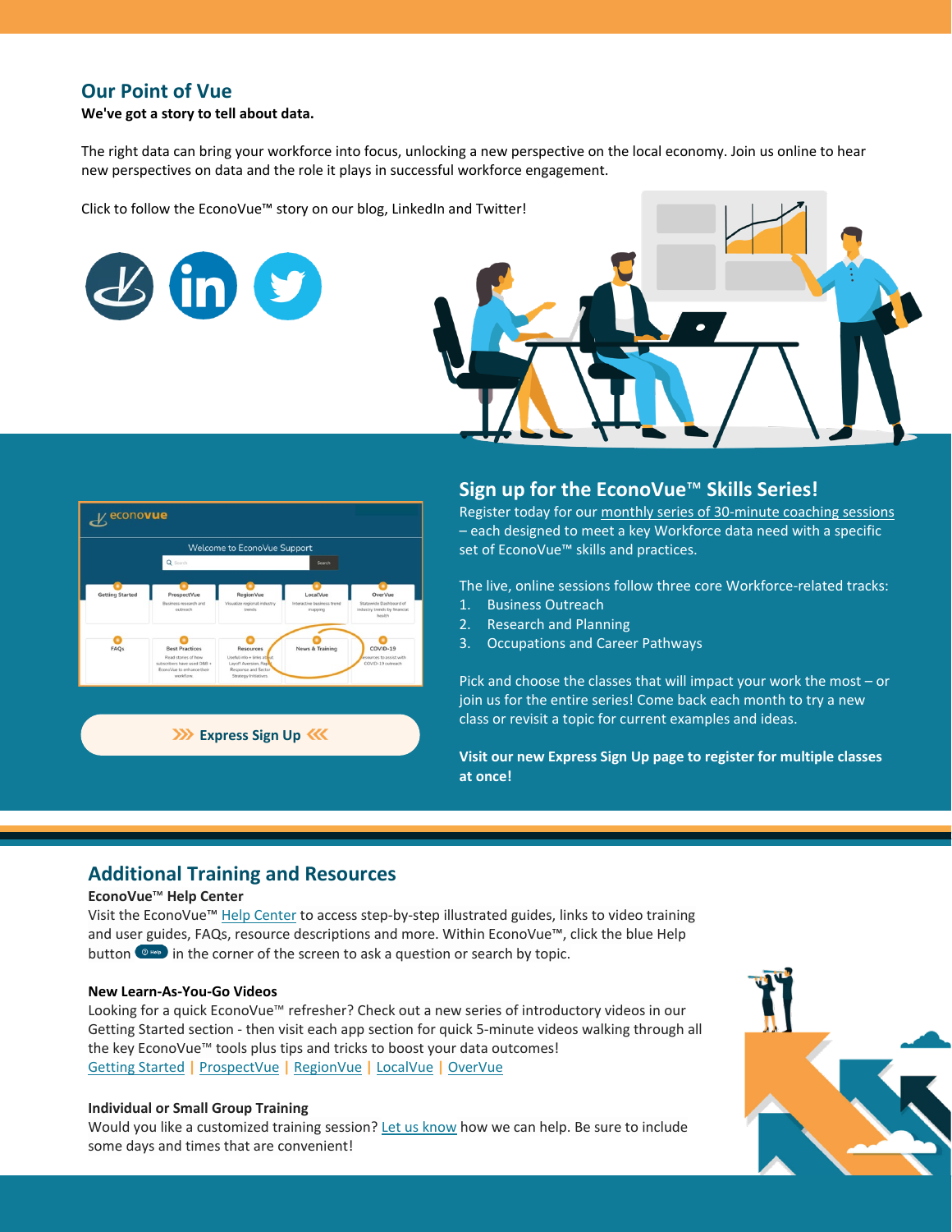## Our Point of Vue

**We've got a story to tell about data.**

The right data can bring your workforce into focus, unlocking a new perspective on the local economy. Join us online to hear new perspectives on data and the role it plays in successful workforce engagement.

Click to follow the EconoVue™ story on our blog, LinkedIn and Twitter!

## Sign up for the EconoVue™ Skills Series!

Register today for our monthly series of 30-minute coaching sessions – each designed to meet a key Workforce data need with a specific set of EconoVue™ skills and practices.

The live, online sessions follow three core Workforce-related tracks:

1. Business Outreach
2. Research and Planning
3. Occupations and Career Pathways

Pick and choose the classes that will impact your work the most – or join us for the entire series! Come back each month to try a new class or revisit a topic for current examples and ideas.

**Visit our new Express Sign Up page to register for multiple classes at once!**

**Express Sign Up**

## Additional Training and Resources

**EconoVue™ Help Center**

Visit the EconoVue™ Help Center to access step-by-step illustrated guides, links to video training and user guides, FAQs, resource descriptions and more. Within EconoVue™, click the blue Help button in the corner of the screen to ask a question or search by topic.

**New Learn-As-You-Go Videos**

Looking for a quick EconoVue™ refresher? Check out a new series of introductory videos in our Getting Started section - then visit each app section for quick 5-minute videos walking through all the key EconoVue™ tools plus tips and tricks to boost your data outcomes!

Getting Started | ProspectVue | RegionVue | LocalVue | OverVue

**Individual or Small Group Training**

Would you like a customized training session? Let us know how we can help. Be sure to include some days and times that are convenient!